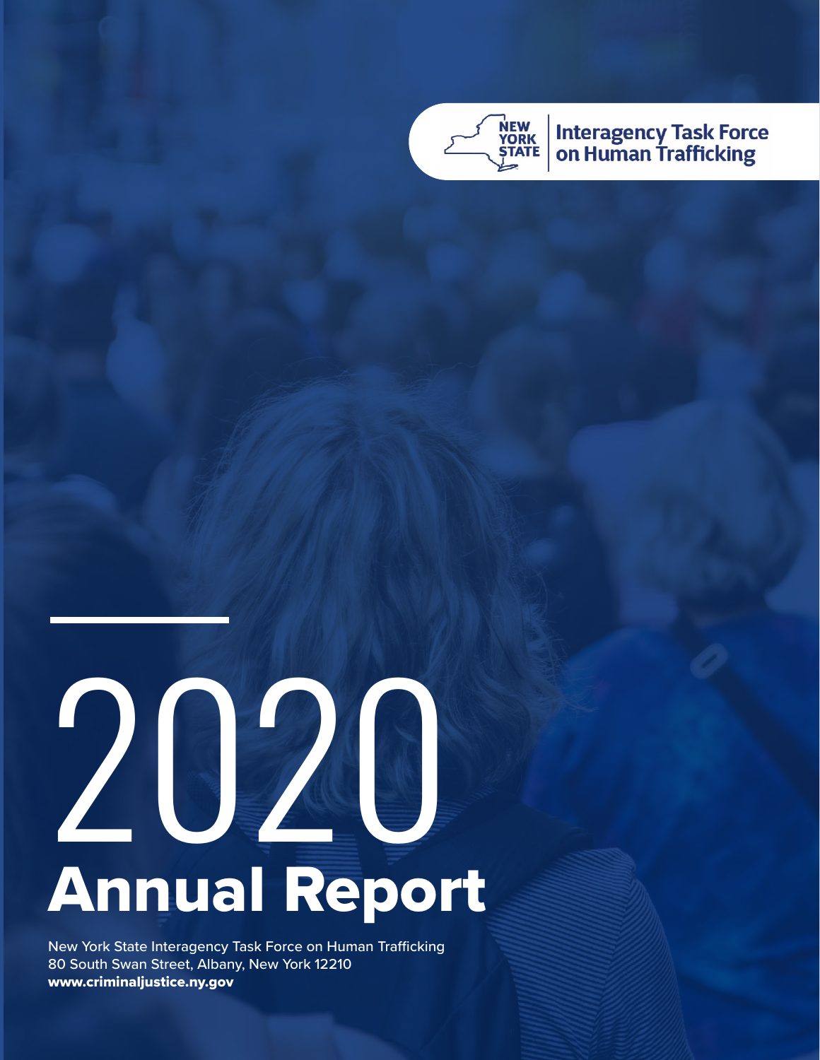New York State Interagency Task Force on Human Trafficking

# 2020 Annual Report

New York State Interagency Task Force on Human Trafficking
80 South Swan Street, Albany, New York 12210
**www.criminaljustice.ny.gov**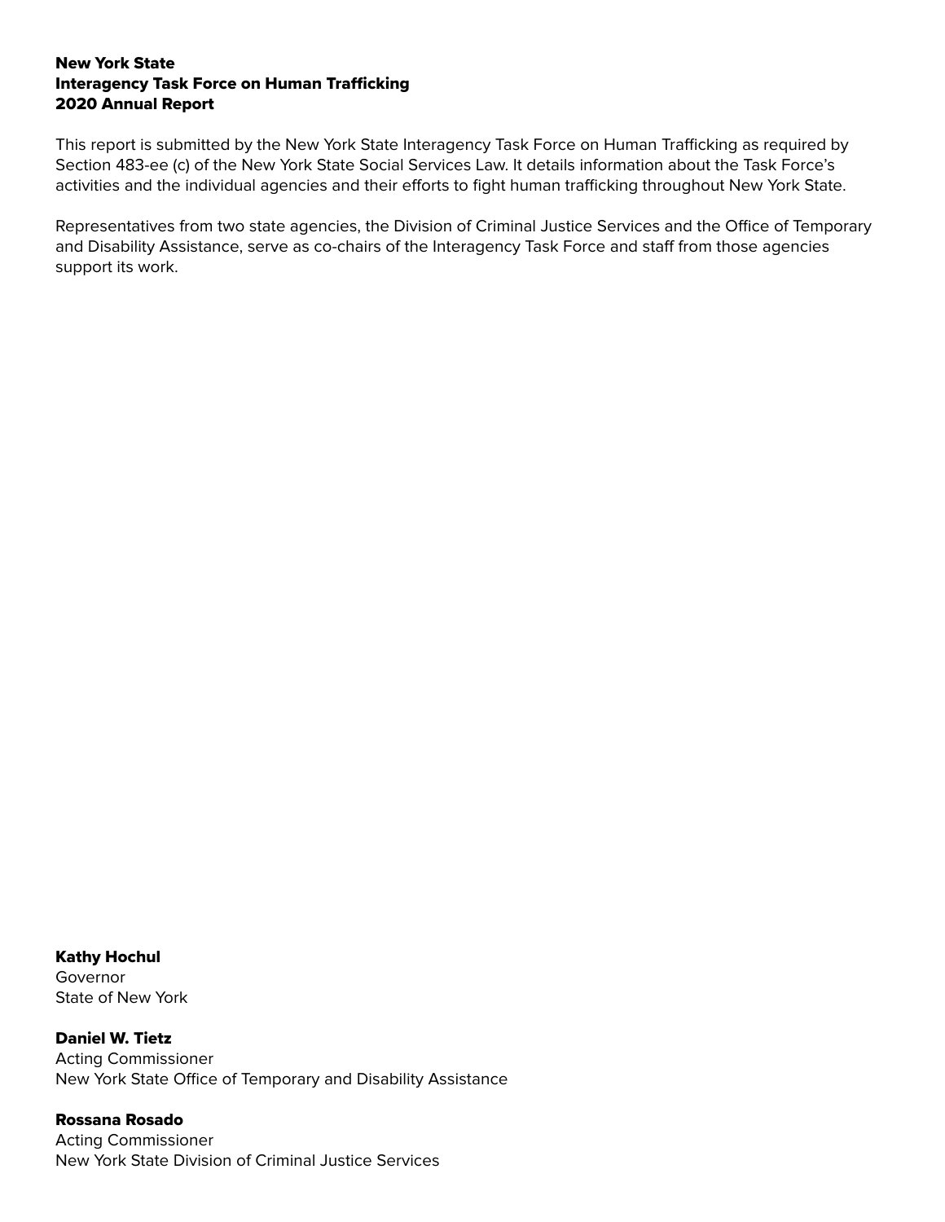**New York State**
**Interagency Task Force on Human Trafficking**
**2020 Annual Report**

This report is submitted by the New York State Interagency Task Force on Human Trafficking as required by Section 483-ee (c) of the New York State Social Services Law. It details information about the Task Force's activities and the individual agencies and their efforts to fight human trafficking throughout New York State.

Representatives from two state agencies, the Division of Criminal Justice Services and the Office of Temporary and Disability Assistance, serve as co-chairs of the Interagency Task Force and staff from those agencies support its work.

**Kathy Hochul**
Governor
State of New York

**Daniel W. Tietz**
Acting Commissioner
New York State Office of Temporary and Disability Assistance

**Rossana Rosado**
Acting Commissioner
New York State Division of Criminal Justice Services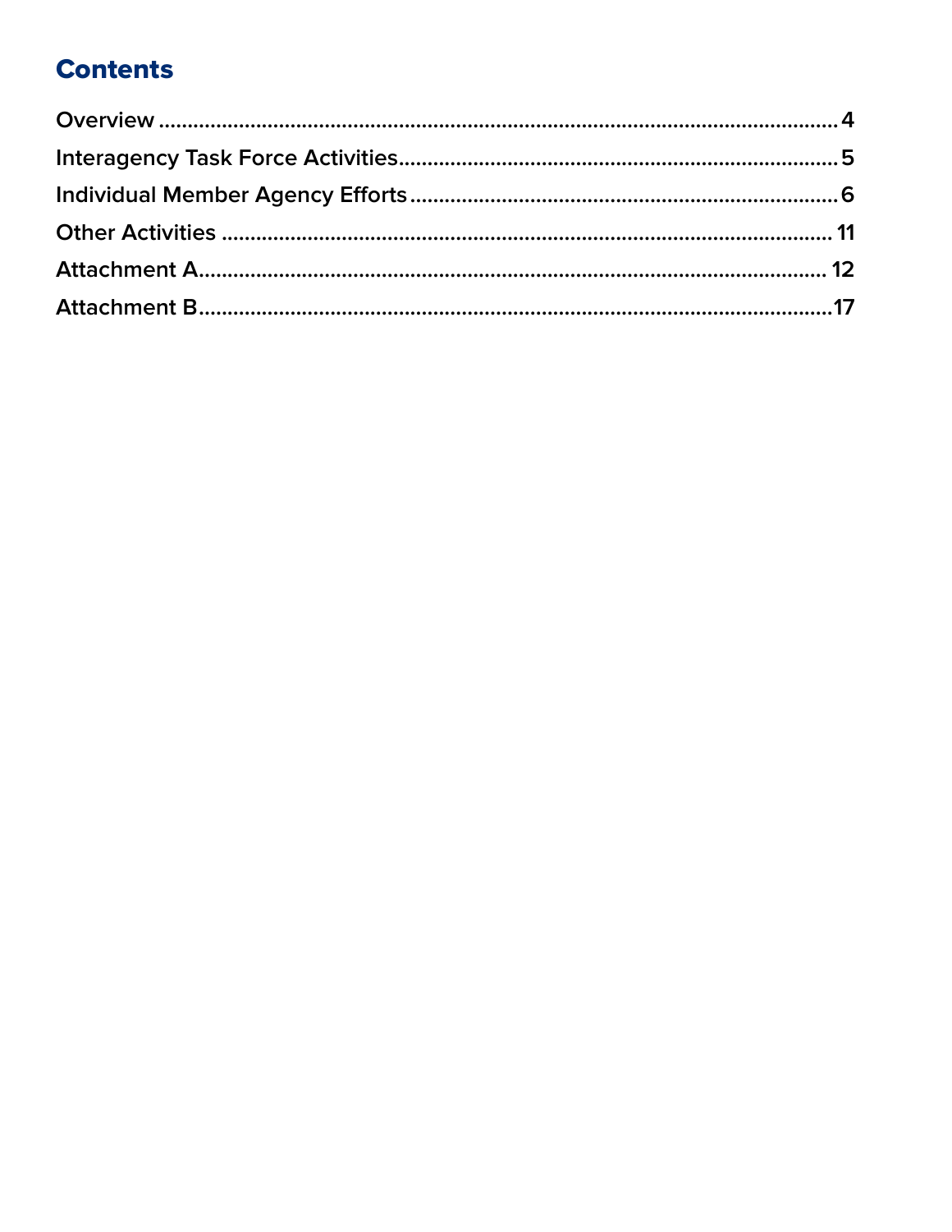## Contents

Overview ........................................................................................................ 4

Interagency Task Force Activities ........................................................................ 5

Individual Member Agency Efforts ....................................................................... 6

Other Activities ................................................................................................ 11

Attachment A ................................................................................................... 12

Attachment B ................................................................................................... 17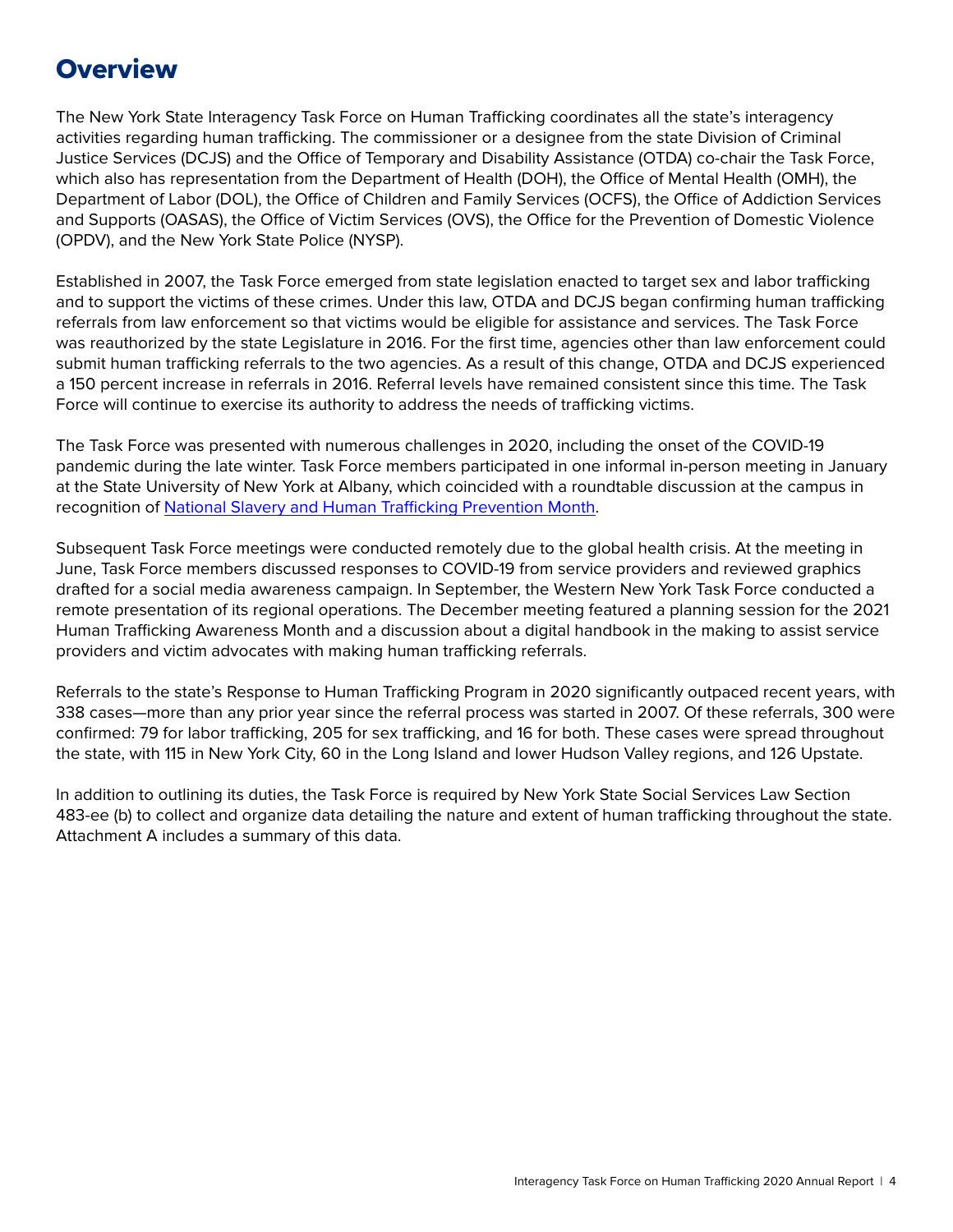# Overview

The New York State Interagency Task Force on Human Trafficking coordinates all the state's interagency activities regarding human trafficking. The commissioner or a designee from the state Division of Criminal Justice Services (DCJS) and the Office of Temporary and Disability Assistance (OTDA) co-chair the Task Force, which also has representation from the Department of Health (DOH), the Office of Mental Health (OMH), the Department of Labor (DOL), the Office of Children and Family Services (OCFS), the Office of Addiction Services and Supports (OASAS), the Office of Victim Services (OVS), the Office for the Prevention of Domestic Violence (OPDV), and the New York State Police (NYSP).

Established in 2007, the Task Force emerged from state legislation enacted to target sex and labor trafficking and to support the victims of these crimes. Under this law, OTDA and DCJS began confirming human trafficking referrals from law enforcement so that victims would be eligible for assistance and services. The Task Force was reauthorized by the state Legislature in 2016. For the first time, agencies other than law enforcement could submit human trafficking referrals to the two agencies. As a result of this change, OTDA and DCJS experienced a 150 percent increase in referrals in 2016. Referral levels have remained consistent since this time. The Task Force will continue to exercise its authority to address the needs of trafficking victims.

The Task Force was presented with numerous challenges in 2020, including the onset of the COVID-19 pandemic during the late winter. Task Force members participated in one informal in-person meeting in January at the State University of New York at Albany, which coincided with a roundtable discussion at the campus in recognition of National Slavery and Human Trafficking Prevention Month.

Subsequent Task Force meetings were conducted remotely due to the global health crisis. At the meeting in June, Task Force members discussed responses to COVID-19 from service providers and reviewed graphics drafted for a social media awareness campaign. In September, the Western New York Task Force conducted a remote presentation of its regional operations. The December meeting featured a planning session for the 2021 Human Trafficking Awareness Month and a discussion about a digital handbook in the making to assist service providers and victim advocates with making human trafficking referrals.

Referrals to the state's Response to Human Trafficking Program in 2020 significantly outpaced recent years, with 338 cases—more than any prior year since the referral process was started in 2007. Of these referrals, 300 were confirmed: 79 for labor trafficking, 205 for sex trafficking, and 16 for both. These cases were spread throughout the state, with 115 in New York City, 60 in the Long Island and lower Hudson Valley regions, and 126 Upstate.

In addition to outlining its duties, the Task Force is required by New York State Social Services Law Section 483-ee (b) to collect and organize data detailing the nature and extent of human trafficking throughout the state. Attachment A includes a summary of this data.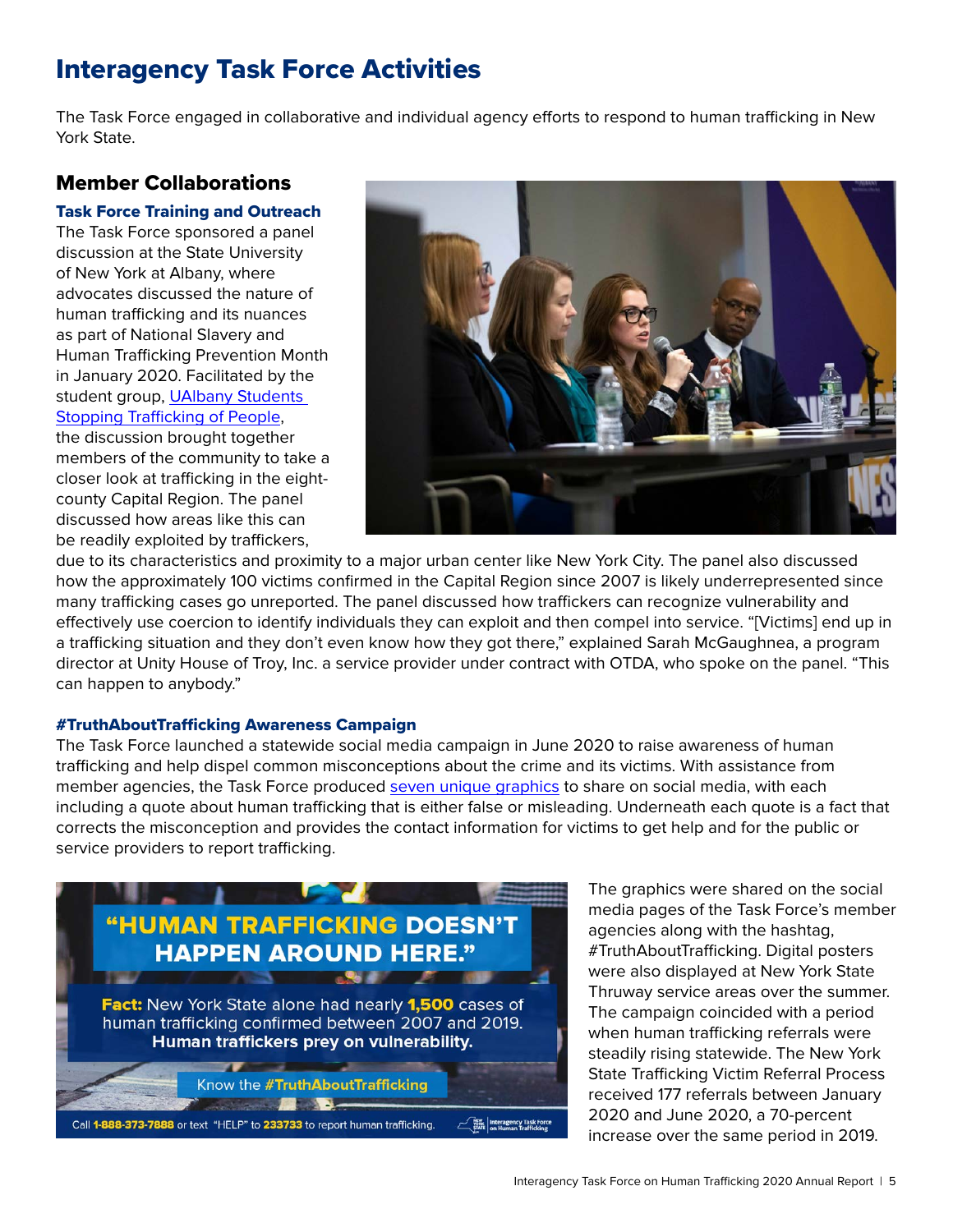# Interagency Task Force Activities

The Task Force engaged in collaborative and individual agency efforts to respond to human trafficking in New York State.

## Member Collaborations

### Task Force Training and Outreach

The Task Force sponsored a panel discussion at the State University of New York at Albany, where advocates discussed the nature of human trafficking and its nuances as part of National Slavery and Human Trafficking Prevention Month in January 2020. Facilitated by the student group, [UAlbany Students Stopping Trafficking of People](), the discussion brought together members of the community to take a closer look at trafficking in the eight-county Capital Region. The panel discussed how areas like this can be readily exploited by traffickers, due to its characteristics and proximity to a major urban center like New York City. The panel also discussed how the approximately 100 victims confirmed in the Capital Region since 2007 is likely underrepresented since many trafficking cases go unreported. The panel discussed how traffickers can recognize vulnerability and effectively use coercion to identify individuals they can exploit and then compel into service. "[Victims] end up in a trafficking situation and they don't even know how they got there," explained Sarah McGaughnea, a program director at Unity House of Troy, Inc. a service provider under contract with OTDA, who spoke on the panel. "This can happen to anybody."

### #TruthAboutTrafficking Awareness Campaign

The Task Force launched a statewide social media campaign in June 2020 to raise awareness of human trafficking and help dispel common misconceptions about the crime and its victims. With assistance from member agencies, the Task Force produced [seven unique graphics]() to share on social media, with each including a quote about human trafficking that is either false or misleading. Underneath each quote is a fact that corrects the misconception and provides the contact information for victims to get help and for the public or service providers to report trafficking.

The graphics were shared on the social media pages of the Task Force's member agencies along with the hashtag, #TruthAboutTrafficking. Digital posters were also displayed at New York State Thruway service areas over the summer. The campaign coincided with a period when human trafficking referrals were steadily rising statewide. The New York State Trafficking Victim Referral Process received 177 referrals between January 2020 and June 2020, a 70-percent increase over the same period in 2019.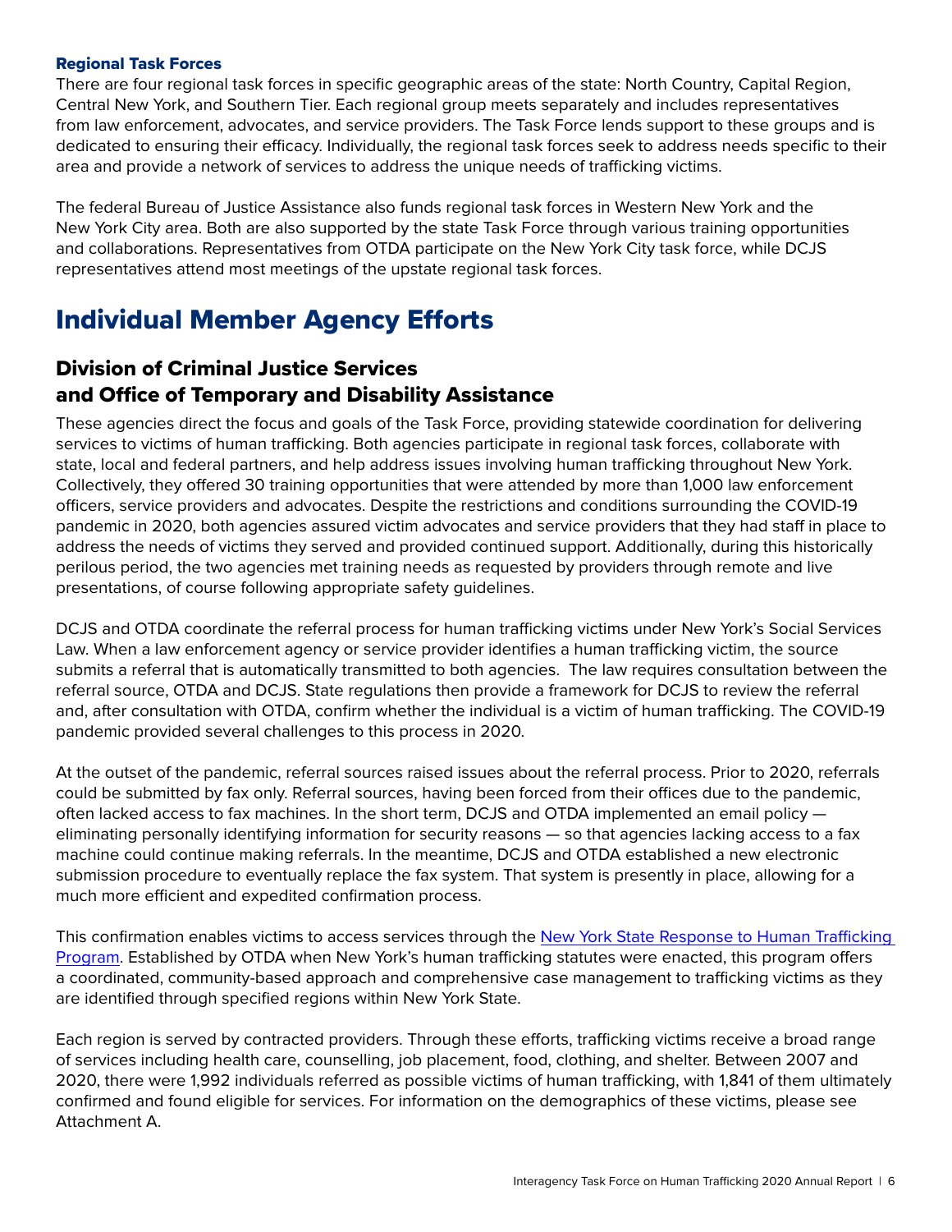### Regional Task Forces

There are four regional task forces in specific geographic areas of the state: North Country, Capital Region, Central New York, and Southern Tier. Each regional group meets separately and includes representatives from law enforcement, advocates, and service providers. The Task Force lends support to these groups and is dedicated to ensuring their efficacy. Individually, the regional task forces seek to address needs specific to their area and provide a network of services to address the unique needs of trafficking victims.

The federal Bureau of Justice Assistance also funds regional task forces in Western New York and the New York City area. Both are also supported by the state Task Force through various training opportunities and collaborations. Representatives from OTDA participate on the New York City task force, while DCJS representatives attend most meetings of the upstate regional task forces.

# Individual Member Agency Efforts

## Division of Criminal Justice Services and Office of Temporary and Disability Assistance

These agencies direct the focus and goals of the Task Force, providing statewide coordination for delivering services to victims of human trafficking. Both agencies participate in regional task forces, collaborate with state, local and federal partners, and help address issues involving human trafficking throughout New York. Collectively, they offered 30 training opportunities that were attended by more than 1,000 law enforcement officers, service providers and advocates. Despite the restrictions and conditions surrounding the COVID-19 pandemic in 2020, both agencies assured victim advocates and service providers that they had staff in place to address the needs of victims they served and provided continued support. Additionally, during this historically perilous period, the two agencies met training needs as requested by providers through remote and live presentations, of course following appropriate safety guidelines.

DCJS and OTDA coordinate the referral process for human trafficking victims under New York's Social Services Law. When a law enforcement agency or service provider identifies a human trafficking victim, the source submits a referral that is automatically transmitted to both agencies. The law requires consultation between the referral source, OTDA and DCJS. State regulations then provide a framework for DCJS to review the referral and, after consultation with OTDA, confirm whether the individual is a victim of human trafficking. The COVID-19 pandemic provided several challenges to this process in 2020.

At the outset of the pandemic, referral sources raised issues about the referral process. Prior to 2020, referrals could be submitted by fax only. Referral sources, having been forced from their offices due to the pandemic, often lacked access to fax machines. In the short term, DCJS and OTDA implemented an email policy — eliminating personally identifying information for security reasons — so that agencies lacking access to a fax machine could continue making referrals. In the meantime, DCJS and OTDA established a new electronic submission procedure to eventually replace the fax system. That system is presently in place, allowing for a much more efficient and expedited confirmation process.

This confirmation enables victims to access services through the New York State Response to Human Trafficking Program. Established by OTDA when New York's human trafficking statutes were enacted, this program offers a coordinated, community-based approach and comprehensive case management to trafficking victims as they are identified through specified regions within New York State.

Each region is served by contracted providers. Through these efforts, trafficking victims receive a broad range of services including health care, counselling, job placement, food, clothing, and shelter. Between 2007 and 2020, there were 1,992 individuals referred as possible victims of human trafficking, with 1,841 of them ultimately confirmed and found eligible for services. For information on the demographics of these victims, please see Attachment A.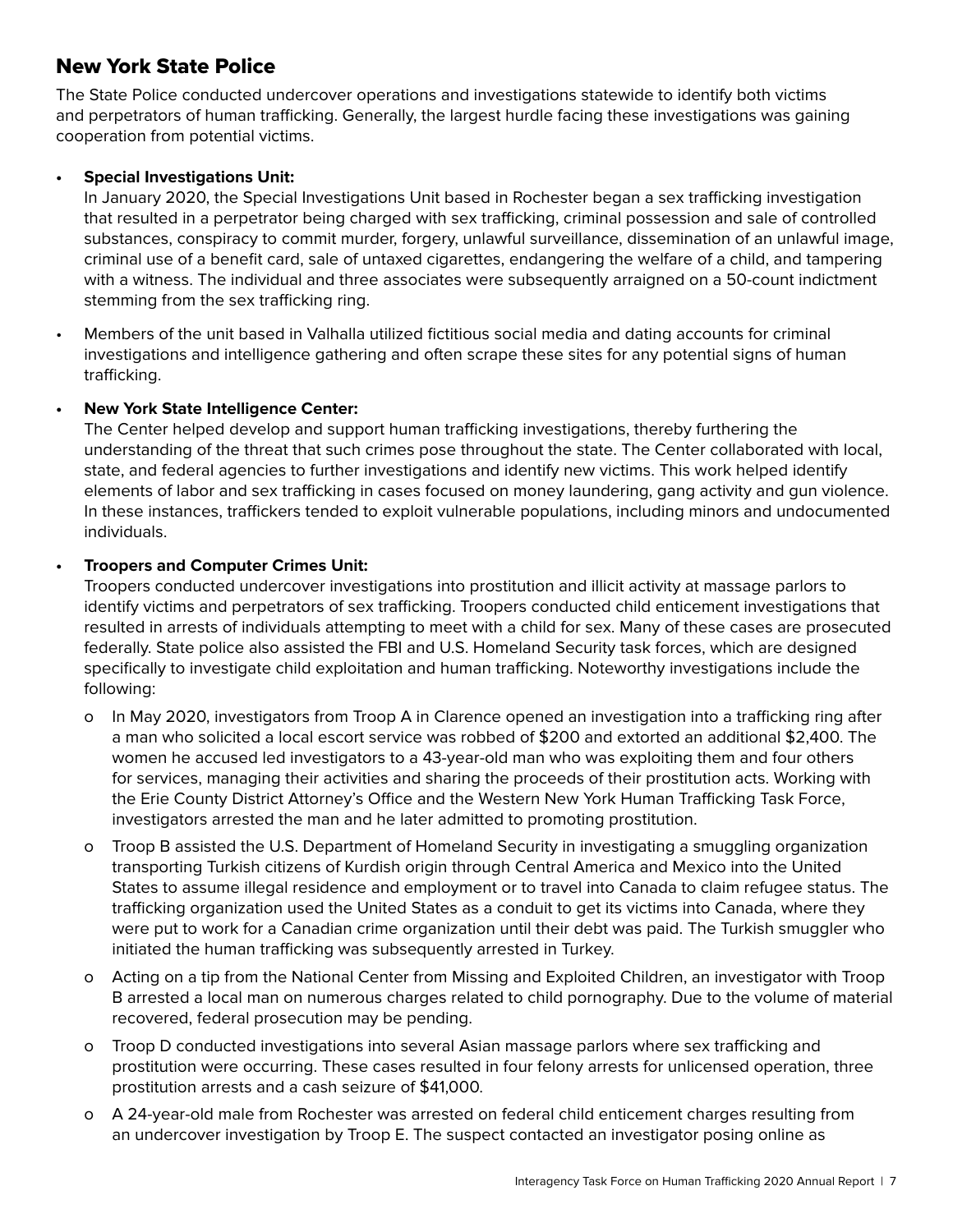## New York State Police

The State Police conducted undercover operations and investigations statewide to identify both victims and perpetrators of human trafficking. Generally, the largest hurdle facing these investigations was gaining cooperation from potential victims.

- **Special Investigations Unit:**
  In January 2020, the Special Investigations Unit based in Rochester began a sex trafficking investigation that resulted in a perpetrator being charged with sex trafficking, criminal possession and sale of controlled substances, conspiracy to commit murder, forgery, unlawful surveillance, dissemination of an unlawful image, criminal use of a benefit card, sale of untaxed cigarettes, endangering the welfare of a child, and tampering with a witness. The individual and three associates were subsequently arraigned on a 50-count indictment stemming from the sex trafficking ring.

- Members of the unit based in Valhalla utilized fictitious social media and dating accounts for criminal investigations and intelligence gathering and often scrape these sites for any potential signs of human trafficking.

- **New York State Intelligence Center:**
  The Center helped develop and support human trafficking investigations, thereby furthering the understanding of the threat that such crimes pose throughout the state. The Center collaborated with local, state, and federal agencies to further investigations and identify new victims. This work helped identify elements of labor and sex trafficking in cases focused on money laundering, gang activity and gun violence. In these instances, traffickers tended to exploit vulnerable populations, including minors and undocumented individuals.

- **Troopers and Computer Crimes Unit:**
  Troopers conducted undercover investigations into prostitution and illicit activity at massage parlors to identify victims and perpetrators of sex trafficking. Troopers conducted child enticement investigations that resulted in arrests of individuals attempting to meet with a child for sex. Many of these cases are prosecuted federally. State police also assisted the FBI and U.S. Homeland Security task forces, which are designed specifically to investigate child exploitation and human trafficking. Noteworthy investigations include the following:

  - In May 2020, investigators from Troop A in Clarence opened an investigation into a trafficking ring after a man who solicited a local escort service was robbed of $200 and extorted an additional $2,400. The women he accused led investigators to a 43-year-old man who was exploiting them and four others for services, managing their activities and sharing the proceeds of their prostitution acts. Working with the Erie County District Attorney's Office and the Western New York Human Trafficking Task Force, investigators arrested the man and he later admitted to promoting prostitution.
  - Troop B assisted the U.S. Department of Homeland Security in investigating a smuggling organization transporting Turkish citizens of Kurdish origin through Central America and Mexico into the United States to assume illegal residence and employment or to travel into Canada to claim refugee status. The trafficking organization used the United States as a conduit to get its victims into Canada, where they were put to work for a Canadian crime organization until their debt was paid. The Turkish smuggler who initiated the human trafficking was subsequently arrested in Turkey.
  - Acting on a tip from the National Center from Missing and Exploited Children, an investigator with Troop B arrested a local man on numerous charges related to child pornography. Due to the volume of material recovered, federal prosecution may be pending.
  - Troop D conducted investigations into several Asian massage parlors where sex trafficking and prostitution were occurring. These cases resulted in four felony arrests for unlicensed operation, three prostitution arrests and a cash seizure of $41,000.
  - A 24-year-old male from Rochester was arrested on federal child enticement charges resulting from an undercover investigation by Troop E. The suspect contacted an investigator posing online as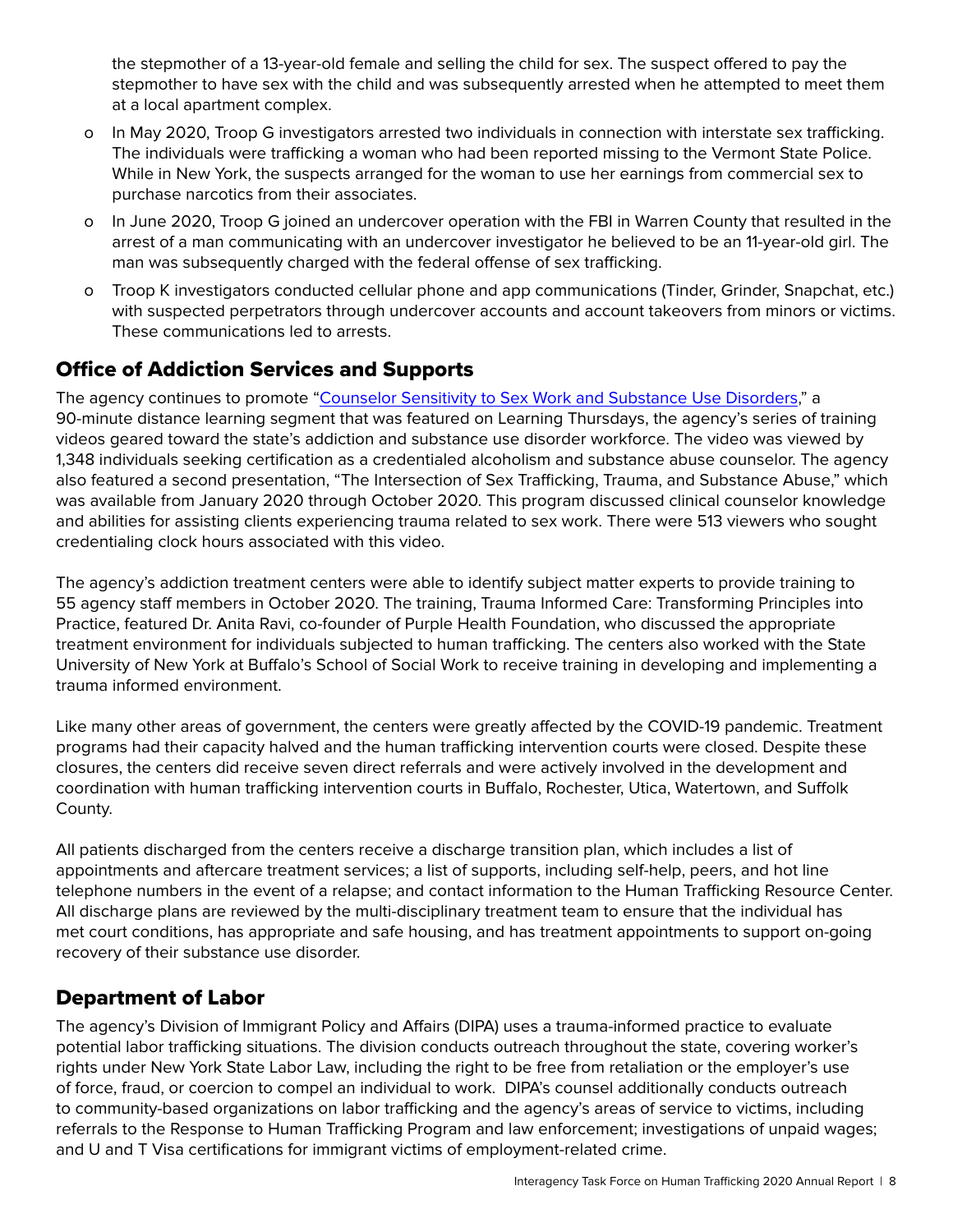the stepmother of a 13-year-old female and selling the child for sex. The suspect offered to pay the stepmother to have sex with the child and was subsequently arrested when he attempted to meet them at a local apartment complex.

- In May 2020, Troop G investigators arrested two individuals in connection with interstate sex trafficking. The individuals were trafficking a woman who had been reported missing to the Vermont State Police. While in New York, the suspects arranged for the woman to use her earnings from commercial sex to purchase narcotics from their associates.
- In June 2020, Troop G joined an undercover operation with the FBI in Warren County that resulted in the arrest of a man communicating with an undercover investigator he believed to be an 11-year-old girl. The man was subsequently charged with the federal offense of sex trafficking.
- Troop K investigators conducted cellular phone and app communications (Tinder, Grinder, Snapchat, etc.) with suspected perpetrators through undercover accounts and account takeovers from minors or victims. These communications led to arrests.

## Office of Addiction Services and Supports

The agency continues to promote "Counselor Sensitivity to Sex Work and Substance Use Disorders," a 90-minute distance learning segment that was featured on Learning Thursdays, the agency's series of training videos geared toward the state's addiction and substance use disorder workforce. The video was viewed by 1,348 individuals seeking certification as a credentialed alcoholism and substance abuse counselor. The agency also featured a second presentation, "The Intersection of Sex Trafficking, Trauma, and Substance Abuse," which was available from January 2020 through October 2020. This program discussed clinical counselor knowledge and abilities for assisting clients experiencing trauma related to sex work. There were 513 viewers who sought credentialing clock hours associated with this video.

The agency's addiction treatment centers were able to identify subject matter experts to provide training to 55 agency staff members in October 2020. The training, Trauma Informed Care: Transforming Principles into Practice, featured Dr. Anita Ravi, co-founder of Purple Health Foundation, who discussed the appropriate treatment environment for individuals subjected to human trafficking. The centers also worked with the State University of New York at Buffalo's School of Social Work to receive training in developing and implementing a trauma informed environment.

Like many other areas of government, the centers were greatly affected by the COVID-19 pandemic. Treatment programs had their capacity halved and the human trafficking intervention courts were closed. Despite these closures, the centers did receive seven direct referrals and were actively involved in the development and coordination with human trafficking intervention courts in Buffalo, Rochester, Utica, Watertown, and Suffolk County.

All patients discharged from the centers receive a discharge transition plan, which includes a list of appointments and aftercare treatment services; a list of supports, including self-help, peers, and hot line telephone numbers in the event of a relapse; and contact information to the Human Trafficking Resource Center. All discharge plans are reviewed by the multi-disciplinary treatment team to ensure that the individual has met court conditions, has appropriate and safe housing, and has treatment appointments to support on-going recovery of their substance use disorder.

## Department of Labor

The agency's Division of Immigrant Policy and Affairs (DIPA) uses a trauma-informed practice to evaluate potential labor trafficking situations. The division conducts outreach throughout the state, covering worker's rights under New York State Labor Law, including the right to be free from retaliation or the employer's use of force, fraud, or coercion to compel an individual to work. DIPA's counsel additionally conducts outreach to community-based organizations on labor trafficking and the agency's areas of service to victims, including referrals to the Response to Human Trafficking Program and law enforcement; investigations of unpaid wages; and U and T Visa certifications for immigrant victims of employment-related crime.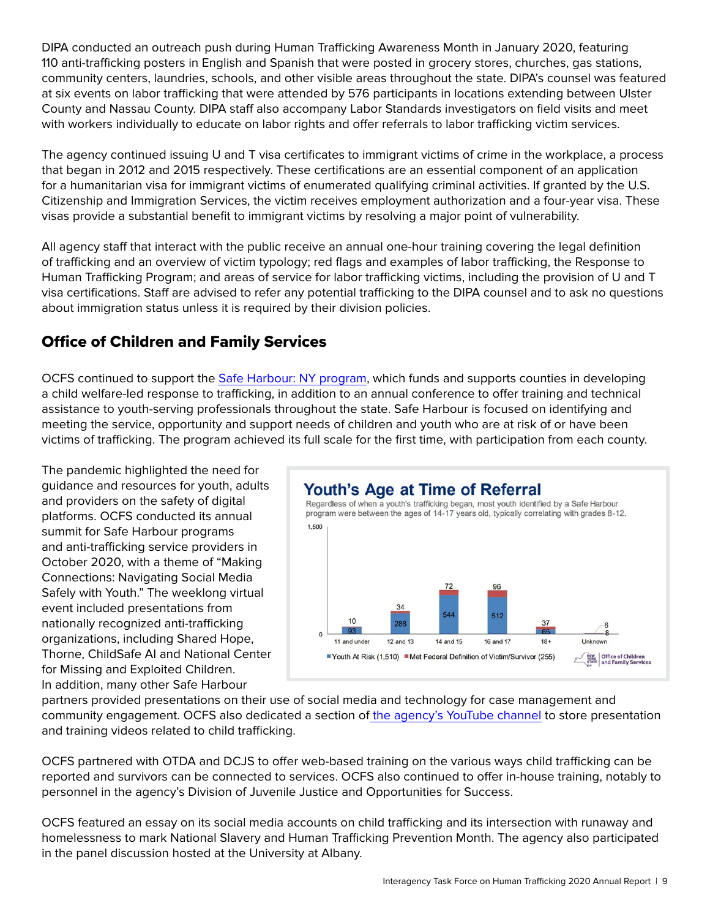DIPA conducted an outreach push during Human Trafficking Awareness Month in January 2020, featuring 110 anti-trafficking posters in English and Spanish that were posted in grocery stores, churches, gas stations, community centers, laundries, schools, and other visible areas throughout the state. DIPA's counsel was featured at six events on labor trafficking that were attended by 576 participants in locations extending between Ulster County and Nassau County. DIPA staff also accompany Labor Standards investigators on field visits and meet with workers individually to educate on labor rights and offer referrals to labor trafficking victim services.

The agency continued issuing U and T visa certificates to immigrant victims of crime in the workplace, a process that began in 2012 and 2015 respectively. These certifications are an essential component of an application for a humanitarian visa for immigrant victims of enumerated qualifying criminal activities. If granted by the U.S. Citizenship and Immigration Services, the victim receives employment authorization and a four-year visa. These visas provide a substantial benefit to immigrant victims by resolving a major point of vulnerability.

All agency staff that interact with the public receive an annual one-hour training covering the legal definition of trafficking and an overview of victim typology; red flags and examples of labor trafficking, the Response to Human Trafficking Program; and areas of service for labor trafficking victims, including the provision of U and T visa certifications. Staff are advised to refer any potential trafficking to the DIPA counsel and to ask no questions about immigration status unless it is required by their division policies.

## Office of Children and Family Services

OCFS continued to support the Safe Harbour: NY program, which funds and supports counties in developing a child welfare-led response to trafficking, in addition to an annual conference to offer training and technical assistance to youth-serving professionals throughout the state. Safe Harbour is focused on identifying and meeting the service, opportunity and support needs of children and youth who are at risk of or have been victims of trafficking. The program achieved its full scale for the first time, with participation from each county.

The pandemic highlighted the need for guidance and resources for youth, adults and providers on the safety of digital platforms. OCFS conducted its annual summit for Safe Harbour programs and anti-trafficking service providers in October 2020, with a theme of "Making Connections: Navigating Social Media Safely with Youth." The weeklong virtual event included presentations from nationally recognized anti-trafficking organizations, including Shared Hope, Thorne, ChildSafe AI and National Center for Missing and Exploited Children. In addition, many other Safe Harbour partners provided presentations on their use of social media and technology for case management and community engagement. OCFS also dedicated a section of the agency's YouTube channel to store presentation and training videos related to child trafficking.

**Youth's Age at Time of Referral**

Regardless of when a youth's trafficking began, most youth identified by a Safe Harbour program were between the ages of 14-17 years old, typically correlating with grades 8-12.

| Age | Youth At Risk (1,510) | Met Federal Definition of Victim/Survivor (255) |
|---|---|---|
| 11 and under | 93 | 10 |
| 12 and 13 | 288 | 34 |
| 14 and 15 | 544 | 72 |
| 16 and 17 | 512 | 96 |
| 18+ | 65 | 37 |
| Unknown | 8 | 6 |

OCFS partnered with OTDA and DCJS to offer web-based training on the various ways child trafficking can be reported and survivors can be connected to services. OCFS also continued to offer in-house training, notably to personnel in the agency's Division of Juvenile Justice and Opportunities for Success.

OCFS featured an essay on its social media accounts on child trafficking and its intersection with runaway and homelessness to mark National Slavery and Human Trafficking Prevention Month. The agency also participated in the panel discussion hosted at the University at Albany.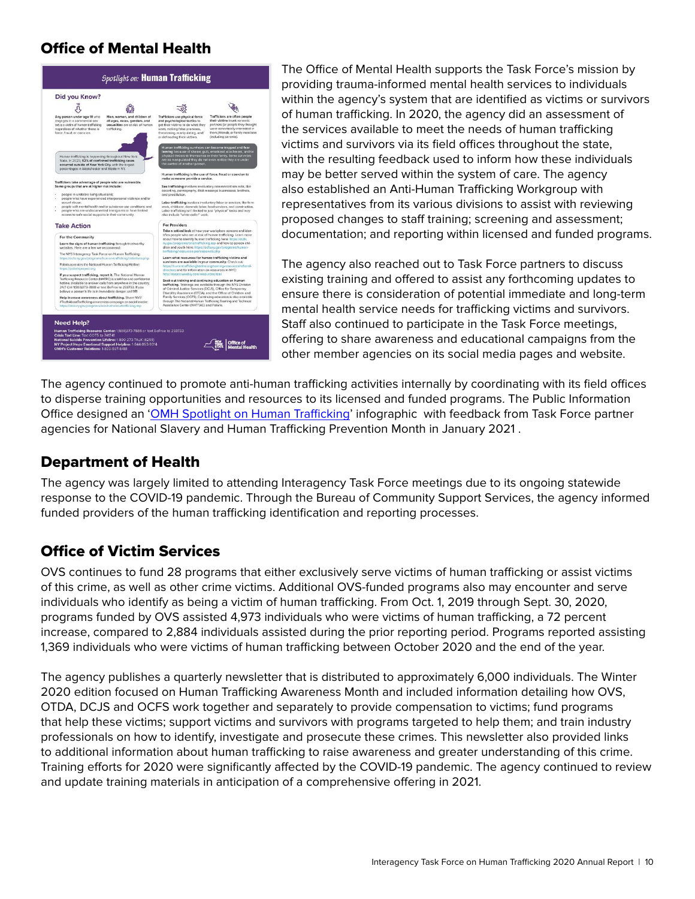## Office of Mental Health

The Office of Mental Health supports the Task Force's mission by providing trauma-informed mental health services to individuals within the agency's system that are identified as victims or survivors of human trafficking. In 2020, the agency did an assessment of the services available to meet the needs of human trafficking victims and survivors via its field offices throughout the state, with the resulting feedback used to inform how these individuals may be better served within the system of care. The agency also established an Anti-Human Trafficking Workgroup with representatives from its various divisions to assist with reviewing proposed changes to staff training; screening and assessment; documentation; and reporting within licensed and funded programs.

The agency also reached out to Task Force partners to discuss existing training and offered to assist any forthcoming updates to ensure there is consideration of potential immediate and long-term mental health service needs for trafficking victims and survivors. Staff also continued to participate in the Task Force meetings, offering to share awareness and educational campaigns from the other member agencies on its social media pages and website.

The agency continued to promote anti-human trafficking activities internally by coordinating with its field offices to disperse training opportunities and resources to its licensed and funded programs. The Public Information Office designed an 'OMH Spotlight on Human Trafficking' infographic with feedback from Task Force partner agencies for National Slavery and Human Trafficking Prevention Month in January 2021 .

## Department of Health

The agency was largely limited to attending Interagency Task Force meetings due to its ongoing statewide response to the COVID-19 pandemic. Through the Bureau of Community Support Services, the agency informed funded providers of the human trafficking identification and reporting processes.

## Office of Victim Services

OVS continues to fund 28 programs that either exclusively serve victims of human trafficking or assist victims of this crime, as well as other crime victims. Additional OVS-funded programs also may encounter and serve individuals who identify as being a victim of human trafficking. From Oct. 1, 2019 through Sept. 30, 2020, programs funded by OVS assisted 4,973 individuals who were victims of human trafficking, a 72 percent increase, compared to 2,884 individuals assisted during the prior reporting period. Programs reported assisting 1,369 individuals who were victims of human trafficking between October 2020 and the end of the year.

The agency publishes a quarterly newsletter that is distributed to approximately 6,000 individuals. The Winter 2020 edition focused on Human Trafficking Awareness Month and included information detailing how OVS, OTDA, DCJS and OCFS work together and separately to provide compensation to victims; fund programs that help these victims; support victims and survivors with programs targeted to help them; and train industry professionals on how to identify, investigate and prosecute these crimes. This newsletter also provided links to additional information about human trafficking to raise awareness and greater understanding of this crime. Training efforts for 2020 were significantly affected by the COVID-19 pandemic. The agency continued to review and update training materials in anticipation of a comprehensive offering in 2021.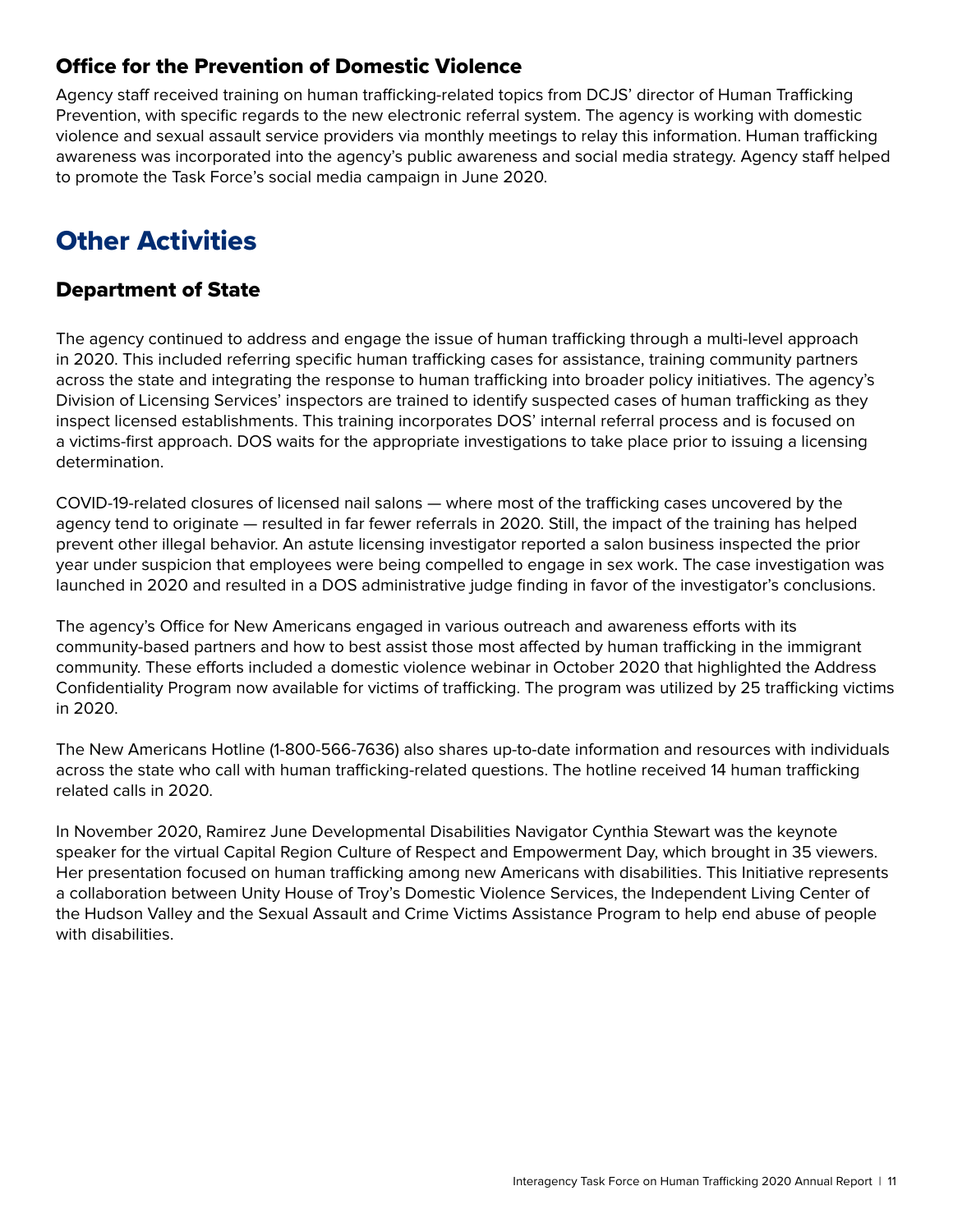### Office for the Prevention of Domestic Violence

Agency staff received training on human trafficking-related topics from DCJS' director of Human Trafficking Prevention, with specific regards to the new electronic referral system. The agency is working with domestic violence and sexual assault service providers via monthly meetings to relay this information. Human trafficking awareness was incorporated into the agency's public awareness and social media strategy. Agency staff helped to promote the Task Force's social media campaign in June 2020.

## Other Activities

### Department of State

The agency continued to address and engage the issue of human trafficking through a multi-level approach in 2020. This included referring specific human trafficking cases for assistance, training community partners across the state and integrating the response to human trafficking into broader policy initiatives. The agency's Division of Licensing Services' inspectors are trained to identify suspected cases of human trafficking as they inspect licensed establishments. This training incorporates DOS' internal referral process and is focused on a victims-first approach. DOS waits for the appropriate investigations to take place prior to issuing a licensing determination.

COVID-19-related closures of licensed nail salons — where most of the trafficking cases uncovered by the agency tend to originate — resulted in far fewer referrals in 2020. Still, the impact of the training has helped prevent other illegal behavior. An astute licensing investigator reported a salon business inspected the prior year under suspicion that employees were being compelled to engage in sex work. The case investigation was launched in 2020 and resulted in a DOS administrative judge finding in favor of the investigator's conclusions.

The agency's Office for New Americans engaged in various outreach and awareness efforts with its community-based partners and how to best assist those most affected by human trafficking in the immigrant community. These efforts included a domestic violence webinar in October 2020 that highlighted the Address Confidentiality Program now available for victims of trafficking. The program was utilized by 25 trafficking victims in 2020.

The New Americans Hotline (1-800-566-7636) also shares up-to-date information and resources with individuals across the state who call with human trafficking-related questions. The hotline received 14 human trafficking related calls in 2020.

In November 2020, Ramirez June Developmental Disabilities Navigator Cynthia Stewart was the keynote speaker for the virtual Capital Region Culture of Respect and Empowerment Day, which brought in 35 viewers. Her presentation focused on human trafficking among new Americans with disabilities. This Initiative represents a collaboration between Unity House of Troy's Domestic Violence Services, the Independent Living Center of the Hudson Valley and the Sexual Assault and Crime Victims Assistance Program to help end abuse of people with disabilities.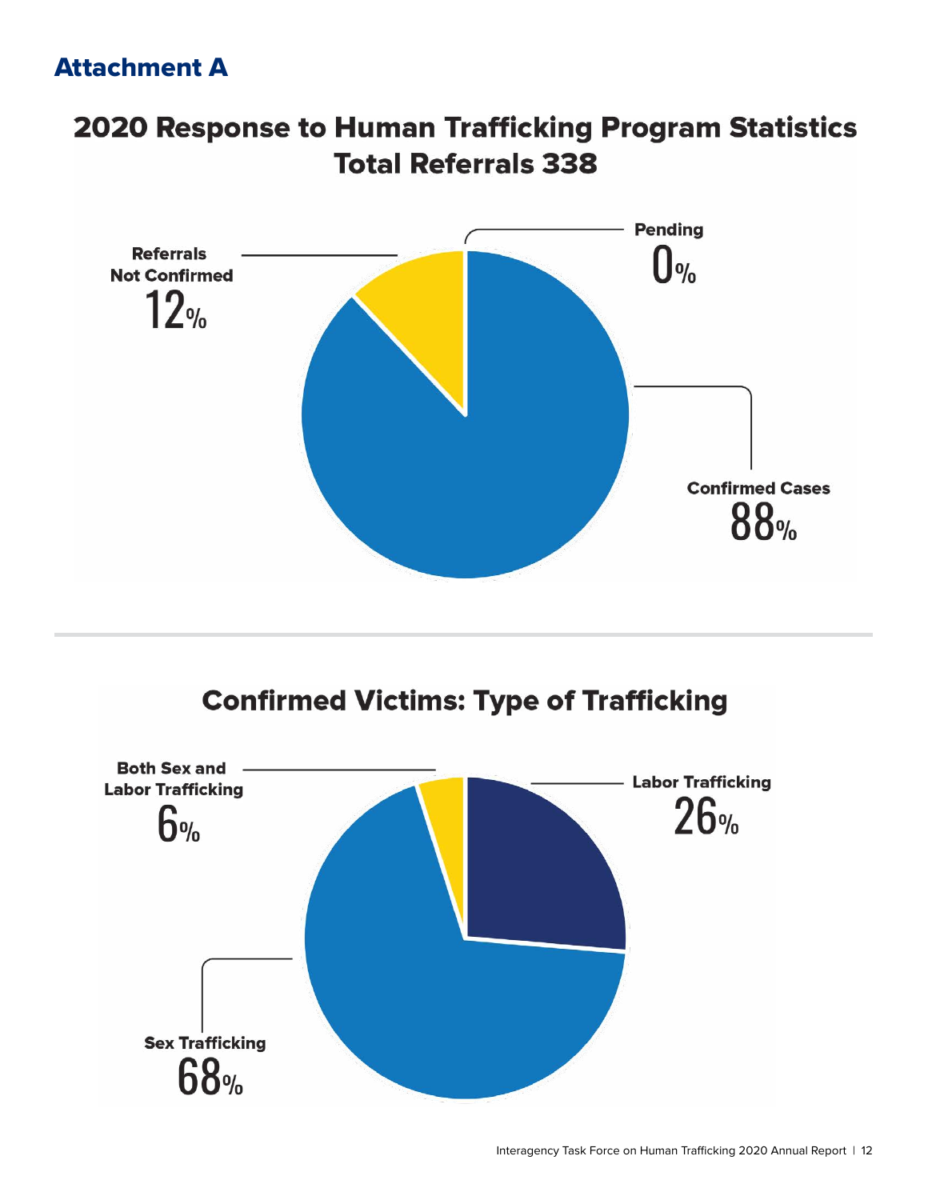## Attachment A

### 2020 Response to Human Trafficking Program Statistics
### Total Referrals 338

Pending
0%

Referrals Not Confirmed
12%

Confirmed Cases
88%

### Confirmed Victims: Type of Trafficking

Both Sex and Labor Trafficking
6%

Labor Trafficking
26%

Sex Trafficking
68%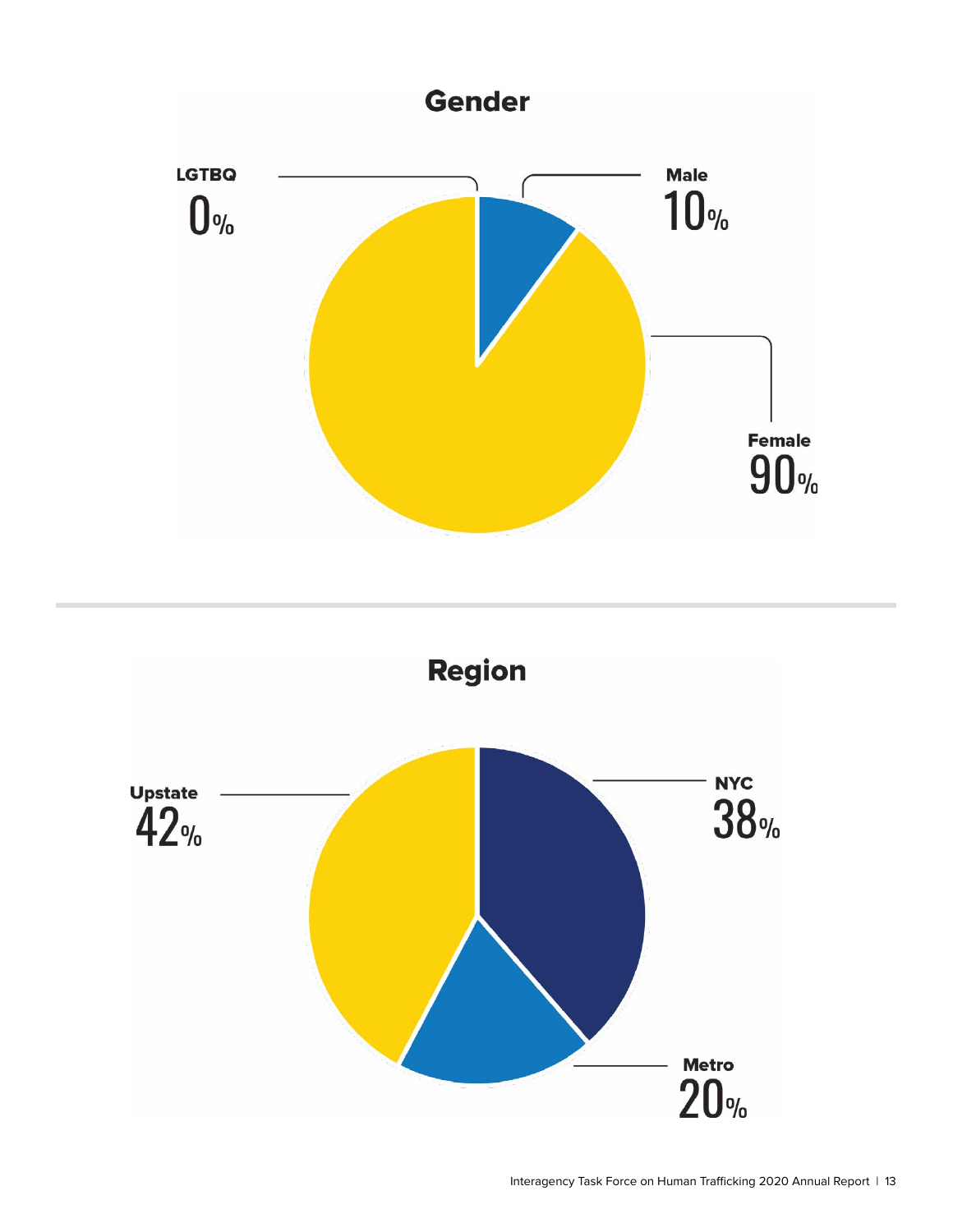## Gender

LGTBQ
0%

Male
10%

Female
90%

## Region

Upstate
42%

NYC
38%

Metro
20%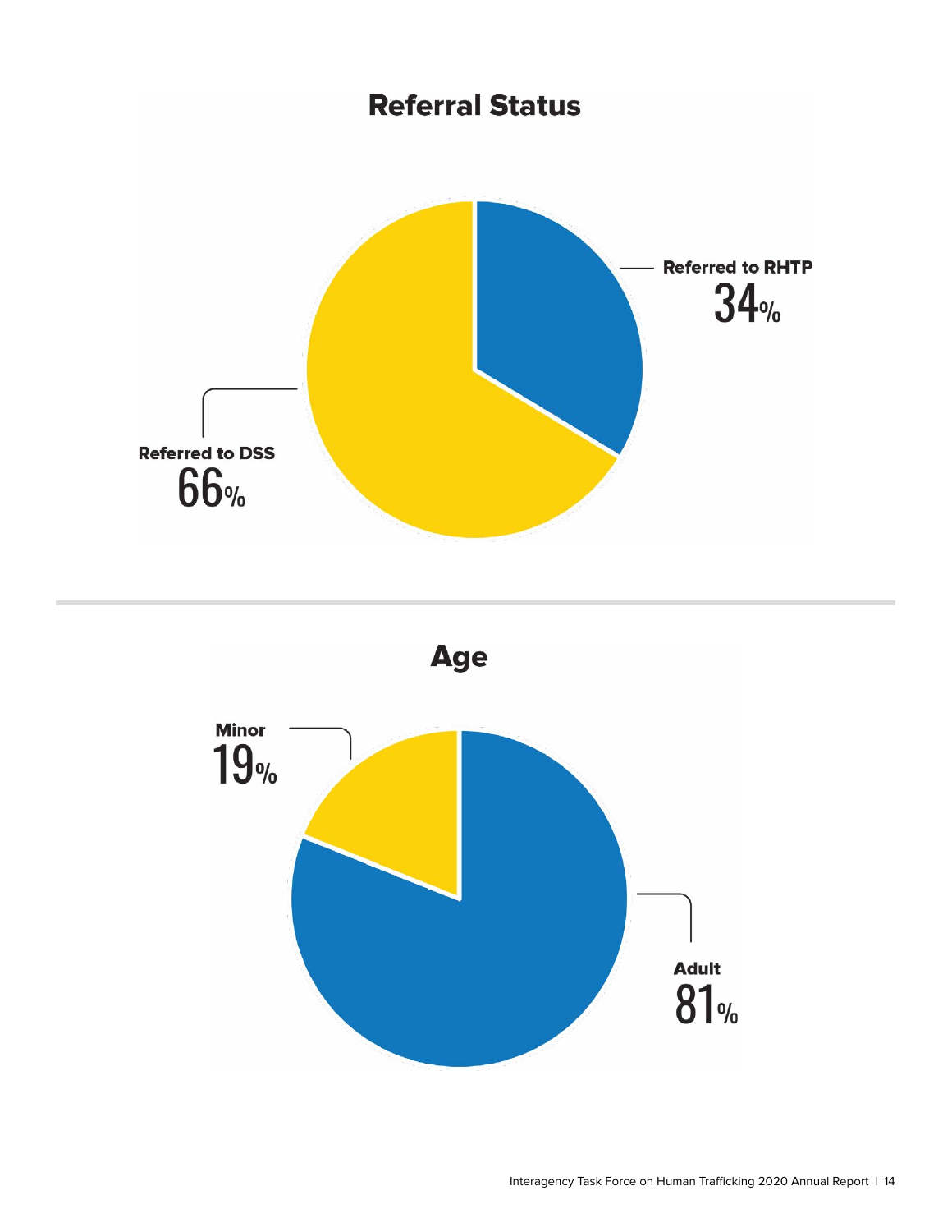## Referral Status

Referred to RHTP
34%

Referred to DSS
66%

## Age

Minor
19%

Adult
81%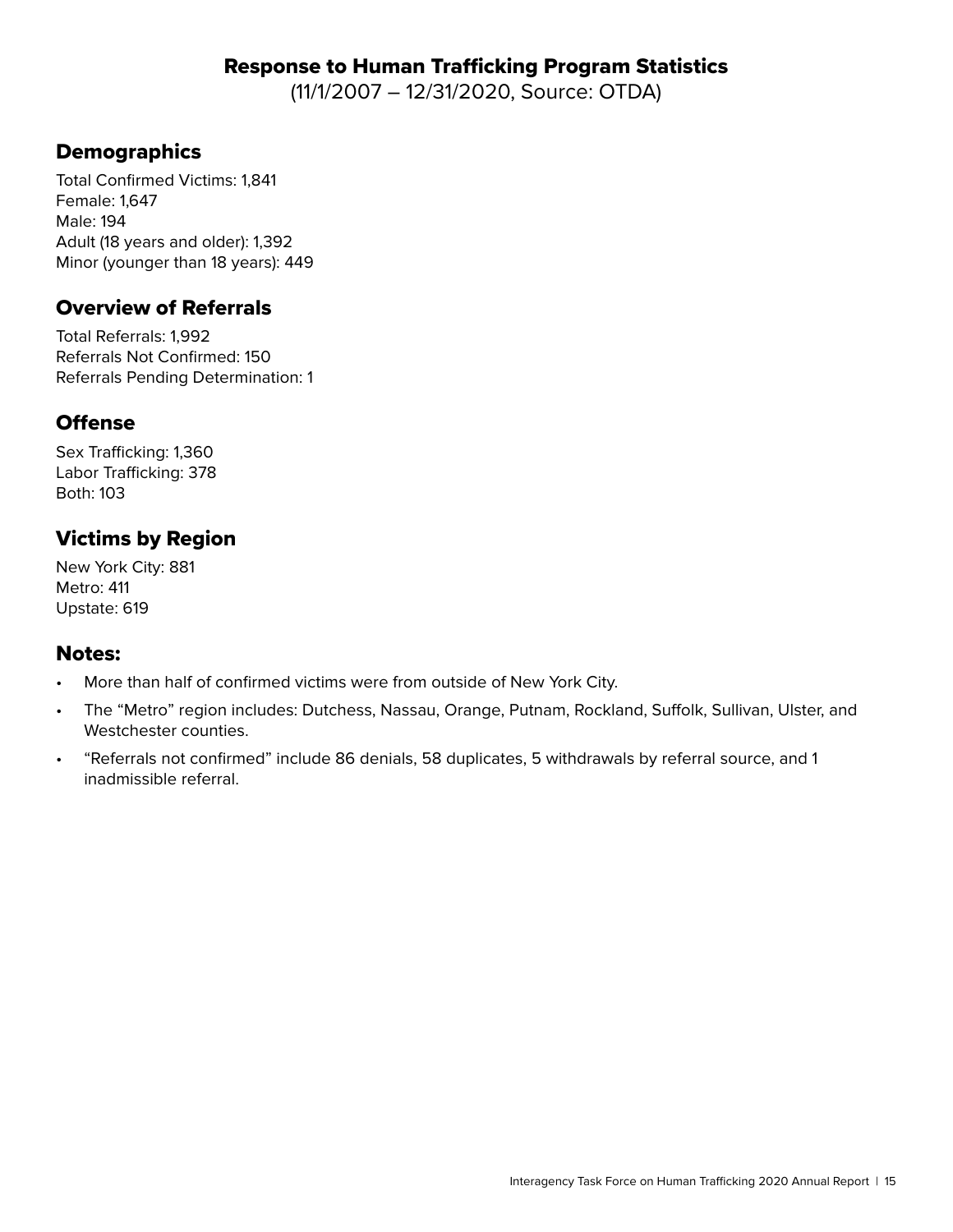# Response to Human Trafficking Program Statistics

(11/1/2007 – 12/31/2020, Source: OTDA)

## Demographics

Total Confirmed Victims: 1,841
Female: 1,647
Male: 194
Adult (18 years and older): 1,392
Minor (younger than 18 years): 449

## Overview of Referrals

Total Referrals: 1,992
Referrals Not Confirmed: 150
Referrals Pending Determination: 1

## Offense

Sex Trafficking: 1,360
Labor Trafficking: 378
Both: 103

## Victims by Region

New York City: 881
Metro: 411
Upstate: 619

## Notes:

- More than half of confirmed victims were from outside of New York City.
- The "Metro" region includes: Dutchess, Nassau, Orange, Putnam, Rockland, Suffolk, Sullivan, Ulster, and Westchester counties.
- "Referrals not confirmed" include 86 denials, 58 duplicates, 5 withdrawals by referral source, and 1 inadmissible referral.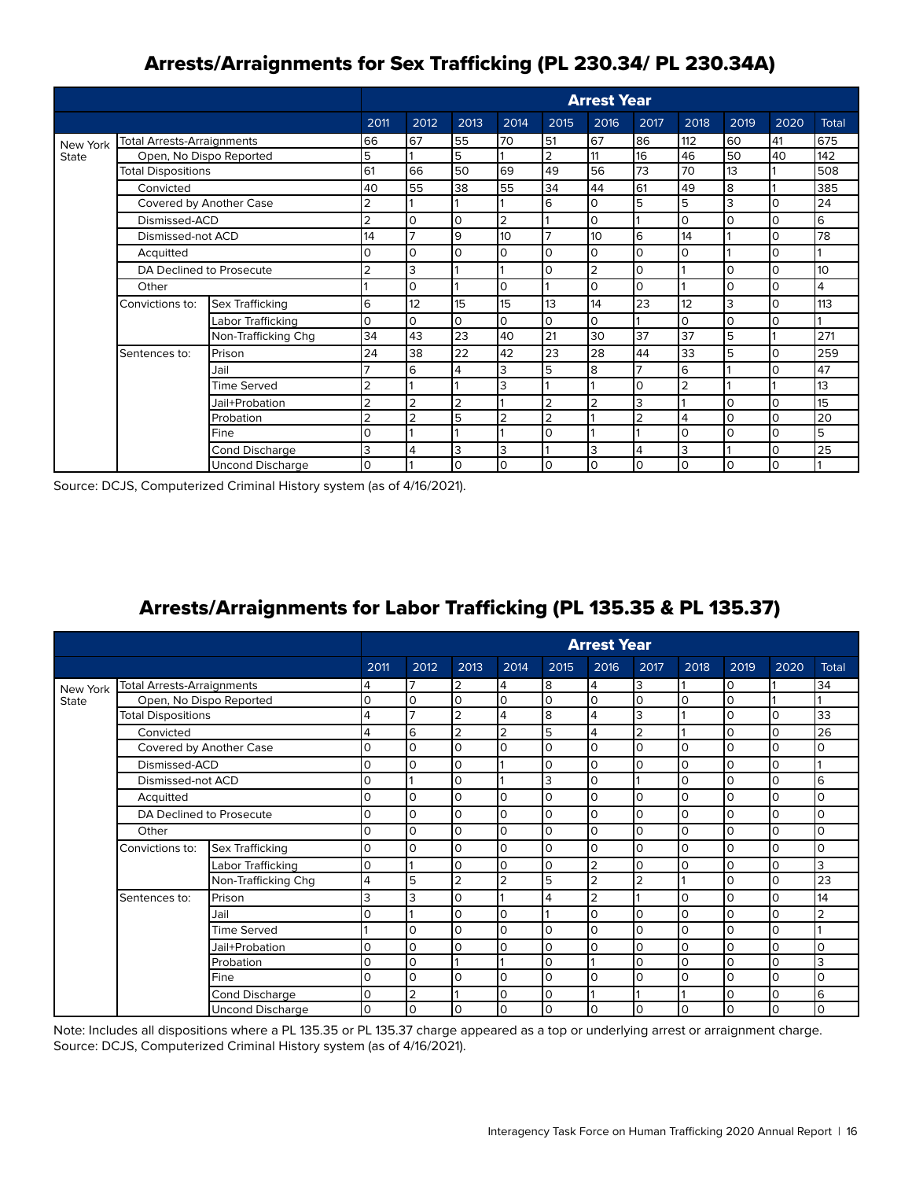## Arrests/Arraignments for Sex Trafficking (PL 230.34/ PL 230.34A)

| | | | Arrest Year | | | | | | | | | | |
|---|---|---|---|---|---|---|---|---|---|---|---|---|---|
| | | | 2011 | 2012 | 2013 | 2014 | 2015 | 2016 | 2017 | 2018 | 2019 | 2020 | Total |
| New York State | Total Arrests-Arraignments | | 66 | 67 | 55 | 70 | 51 | 67 | 86 | 112 | 60 | 41 | 675 |
| | Open, No Dispo Reported | | 5 | 1 | 5 | 1 | 2 | 11 | 16 | 46 | 50 | 40 | 142 |
| | Total Dispositions | | 61 | 66 | 50 | 69 | 49 | 56 | 73 | 70 | 13 | 1 | 508 |
| | Convicted | | 40 | 55 | 38 | 55 | 34 | 44 | 61 | 49 | 8 | 1 | 385 |
| | Covered by Another Case | | 2 | 1 | 1 | 1 | 6 | 0 | 5 | 5 | 3 | 0 | 24 |
| | Dismissed-ACD | | 2 | 0 | 0 | 2 | 1 | 0 | 1 | 0 | 0 | 0 | 6 |
| | Dismissed-not ACD | | 14 | 7 | 9 | 10 | 7 | 10 | 6 | 14 | 1 | 0 | 78 |
| | Acquitted | | 0 | 0 | 0 | 0 | 0 | 0 | 0 | 0 | 1 | 0 | 1 |
| | DA Declined to Prosecute | | 2 | 3 | 1 | 1 | 0 | 2 | 0 | 1 | 0 | 0 | 10 |
| | Other | | 1 | 0 | 1 | 0 | 1 | 0 | 0 | 1 | 0 | 0 | 4 |
| | Convictions to: | Sex Trafficking | 6 | 12 | 15 | 15 | 13 | 14 | 23 | 12 | 3 | 0 | 113 |
| | | Labor Trafficking | 0 | 0 | 0 | 0 | 0 | 0 | 1 | 0 | 0 | 0 | 1 |
| | | Non-Trafficking Chg | 34 | 43 | 23 | 40 | 21 | 30 | 37 | 37 | 5 | 1 | 271 |
| | Sentences to: | Prison | 24 | 38 | 22 | 42 | 23 | 28 | 44 | 33 | 5 | 0 | 259 |
| | | Jail | 7 | 6 | 4 | 3 | 5 | 8 | 7 | 6 | 1 | 0 | 47 |
| | | Time Served | 2 | 1 | 1 | 3 | 1 | 1 | 0 | 2 | 1 | 1 | 13 |
| | | Jail+Probation | 2 | 2 | 2 | 1 | 2 | 2 | 3 | 1 | 0 | 0 | 15 |
| | | Probation | 2 | 2 | 5 | 2 | 2 | 1 | 2 | 4 | 0 | 0 | 20 |
| | | Fine | 0 | 1 | 1 | 1 | 0 | 1 | 1 | 0 | 0 | 0 | 5 |
| | | Cond Discharge | 3 | 4 | 3 | 3 | 1 | 3 | 4 | 3 | 1 | 0 | 25 |
| | | Uncond Discharge | 0 | 1 | 0 | 0 | 0 | 0 | 0 | 0 | 0 | 0 | 1 |

Source: DCJS, Computerized Criminal History system (as of 4/16/2021).

## Arrests/Arraignments for Labor Trafficking (PL 135.35 & PL 135.37)

| | | | Arrest Year | | | | | | | | | | |
|---|---|---|---|---|---|---|---|---|---|---|---|---|---|
| | | | 2011 | 2012 | 2013 | 2014 | 2015 | 2016 | 2017 | 2018 | 2019 | 2020 | Total |
| New York State | Total Arrests-Arraignments | | 4 | 7 | 2 | 4 | 8 | 4 | 3 | 1 | 0 | 1 | 34 |
| | Open, No Dispo Reported | | 0 | 0 | 0 | 0 | 0 | 0 | 0 | 0 | 0 | 1 | 1 |
| | Total Dispositions | | 4 | 7 | 2 | 4 | 8 | 4 | 3 | 1 | 0 | 0 | 33 |
| | Convicted | | 4 | 6 | 2 | 2 | 5 | 4 | 2 | 1 | 0 | 0 | 26 |
| | Covered by Another Case | | 0 | 0 | 0 | 0 | 0 | 0 | 0 | 0 | 0 | 0 | 0 |
| | Dismissed-ACD | | 0 | 0 | 0 | 1 | 0 | 0 | 0 | 0 | 0 | 0 | 1 |
| | Dismissed-not ACD | | 0 | 1 | 0 | 1 | 3 | 0 | 1 | 0 | 0 | 0 | 6 |
| | Acquitted | | 0 | 0 | 0 | 0 | 0 | 0 | 0 | 0 | 0 | 0 | 0 |
| | DA Declined to Prosecute | | 0 | 0 | 0 | 0 | 0 | 0 | 0 | 0 | 0 | 0 | 0 |
| | Other | | 0 | 0 | 0 | 0 | 0 | 0 | 0 | 0 | 0 | 0 | 0 |
| | Convictions to: | Sex Trafficking | 0 | 0 | 0 | 0 | 0 | 0 | 0 | 0 | 0 | 0 | 0 |
| | | Labor Trafficking | 0 | 1 | 0 | 0 | 0 | 2 | 0 | 0 | 0 | 0 | 3 |
| | | Non-Trafficking Chg | 4 | 5 | 2 | 2 | 5 | 2 | 2 | 1 | 0 | 0 | 23 |
| | Sentences to: | Prison | 3 | 3 | 0 | 1 | 4 | 2 | 1 | 0 | 0 | 0 | 14 |
| | | Jail | 0 | 1 | 0 | 0 | 1 | 0 | 0 | 0 | 0 | 0 | 2 |
| | | Time Served | 1 | 0 | 0 | 0 | 0 | 0 | 0 | 0 | 0 | 0 | 1 |
| | | Jail+Probation | 0 | 0 | 0 | 0 | 0 | 0 | 0 | 0 | 0 | 0 | 0 |
| | | Probation | 0 | 0 | 1 | 1 | 0 | 1 | 0 | 0 | 0 | 0 | 3 |
| | | Fine | 0 | 0 | 0 | 0 | 0 | 0 | 0 | 0 | 0 | 0 | 0 |
| | | Cond Discharge | 0 | 2 | 1 | 0 | 0 | 1 | 1 | 1 | 0 | 0 | 6 |
| | | Uncond Discharge | 0 | 0 | 0 | 0 | 0 | 0 | 0 | 0 | 0 | 0 | 0 |

Note: Includes all dispositions where a PL 135.35 or PL 135.37 charge appeared as a top or underlying arrest or arraignment charge.
Source: DCJS, Computerized Criminal History system (as of 4/16/2021).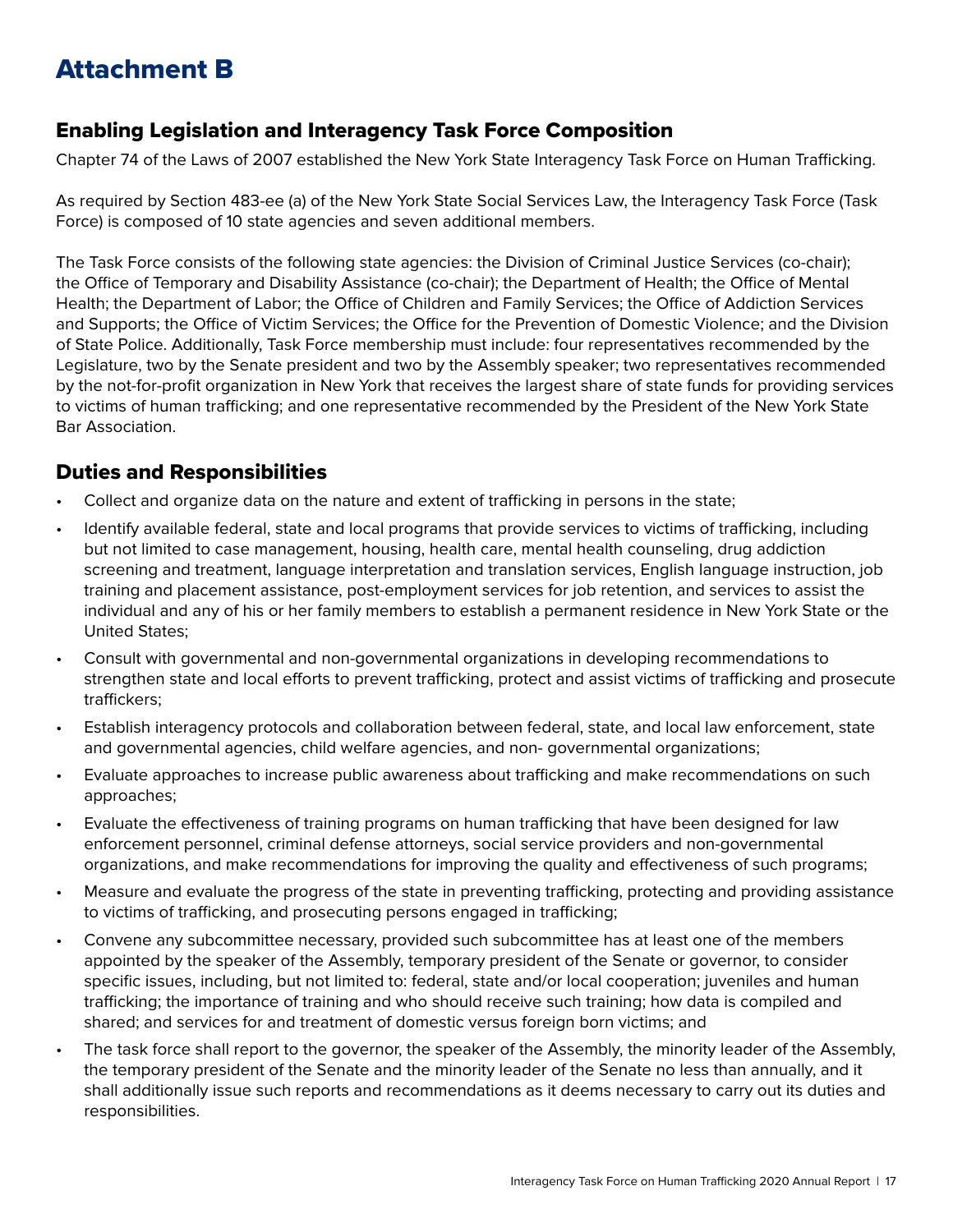# Attachment B

## Enabling Legislation and Interagency Task Force Composition

Chapter 74 of the Laws of 2007 established the New York State Interagency Task Force on Human Trafficking.

As required by Section 483-ee (a) of the New York State Social Services Law, the Interagency Task Force (Task Force) is composed of 10 state agencies and seven additional members.

The Task Force consists of the following state agencies: the Division of Criminal Justice Services (co-chair); the Office of Temporary and Disability Assistance (co-chair); the Department of Health; the Office of Mental Health; the Department of Labor; the Office of Children and Family Services; the Office of Addiction Services and Supports; the Office of Victim Services; the Office for the Prevention of Domestic Violence; and the Division of State Police. Additionally, Task Force membership must include: four representatives recommended by the Legislature, two by the Senate president and two by the Assembly speaker; two representatives recommended by the not-for-profit organization in New York that receives the largest share of state funds for providing services to victims of human trafficking; and one representative recommended by the President of the New York State Bar Association.

## Duties and Responsibilities

- Collect and organize data on the nature and extent of trafficking in persons in the state;
- Identify available federal, state and local programs that provide services to victims of trafficking, including but not limited to case management, housing, health care, mental health counseling, drug addiction screening and treatment, language interpretation and translation services, English language instruction, job training and placement assistance, post-employment services for job retention, and services to assist the individual and any of his or her family members to establish a permanent residence in New York State or the United States;
- Consult with governmental and non-governmental organizations in developing recommendations to strengthen state and local efforts to prevent trafficking, protect and assist victims of trafficking and prosecute traffickers;
- Establish interagency protocols and collaboration between federal, state, and local law enforcement, state and governmental agencies, child welfare agencies, and non- governmental organizations;
- Evaluate approaches to increase public awareness about trafficking and make recommendations on such approaches;
- Evaluate the effectiveness of training programs on human trafficking that have been designed for law enforcement personnel, criminal defense attorneys, social service providers and non-governmental organizations, and make recommendations for improving the quality and effectiveness of such programs;
- Measure and evaluate the progress of the state in preventing trafficking, protecting and providing assistance to victims of trafficking, and prosecuting persons engaged in trafficking;
- Convene any subcommittee necessary, provided such subcommittee has at least one of the members appointed by the speaker of the Assembly, temporary president of the Senate or governor, to consider specific issues, including, but not limited to: federal, state and/or local cooperation; juveniles and human trafficking; the importance of training and who should receive such training; how data is compiled and shared; and services for and treatment of domestic versus foreign born victims; and
- The task force shall report to the governor, the speaker of the Assembly, the minority leader of the Assembly, the temporary president of the Senate and the minority leader of the Senate no less than annually, and it shall additionally issue such reports and recommendations as it deems necessary to carry out its duties and responsibilities.